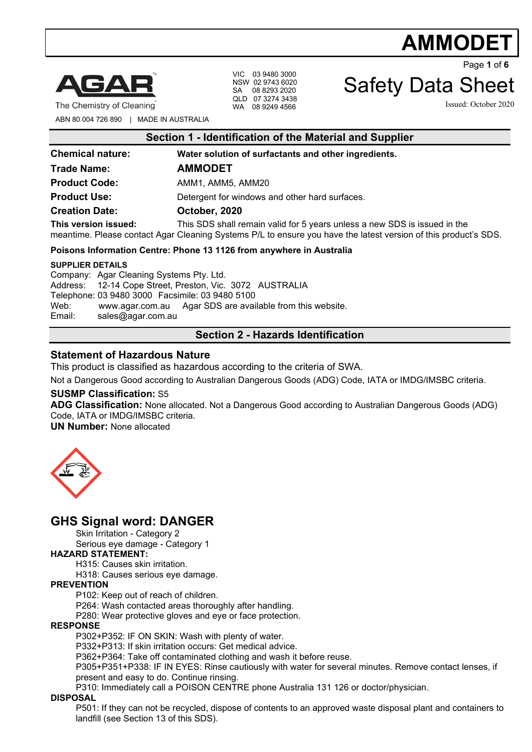# AMMODET

AGAR™
The Chemistry of Cleaning

ABN 80 004 726 890 | MADE IN AUSTRALIA

VIC 03 9480 3000
NSW 02 9743 6020
SA 08 8293 2020
QLD 07 3274 3438
WA 08 9249 4566

# Safety Data Sheet

Issued: October 2020

## Section 1 - Identification of the Material and Supplier

**Chemical nature:** **Water solution of surfactants and other ingredients.**

**Trade Name:** **AMMODET**

**Product Code:** AMM1, AMM5, AMM20

**Product Use:** Detergent for windows and other hard surfaces.

**Creation Date:** **October, 2020**

**This version issued:** This SDS shall remain valid for 5 years unless a new SDS is issued in the meantime. Please contact Agar Cleaning Systems P/L to ensure you have the latest version of this product's SDS.

**Poisons Information Centre: Phone 13 1126 from anywhere in Australia**

**SUPPLIER DETAILS**

Company: Agar Cleaning Systems Pty. Ltd.
Address: 12-14 Cope Street, Preston, Vic. 3072 AUSTRALIA
Telephone: 03 9480 3000 Facsimile: 03 9480 5100
Web: www.agar.com.au Agar SDS are available from this website.
Email: sales@agar.com.au

## Section 2 - Hazards Identification

### Statement of Hazardous Nature

This product is classified as hazardous according to the criteria of SWA.

Not a Dangerous Good according to Australian Dangerous Goods (ADG) Code, IATA or IMDG/IMSBC criteria.

**SUSMP Classification:** S5

**ADG Classification:** None allocated. Not a Dangerous Good according to Australian Dangerous Goods (ADG) Code, IATA or IMDG/IMSBC criteria.

**UN Number:** None allocated

## GHS Signal word: DANGER

Skin Irritation - Category 2
Serious eye damage - Category 1

**HAZARD STATEMENT:**

H315: Causes skin irritation.
H318: Causes serious eye damage.

**PREVENTION**

P102: Keep out of reach of children.
P264: Wash contacted areas thoroughly after handling.
P280: Wear protective gloves and eye or face protection.

**RESPONSE**

P302+P352: IF ON SKIN: Wash with plenty of water.
P332+P313: If skin irritation occurs: Get medical advice.
P362+P364: Take off contaminated clothing and wash it before reuse.
P305+P351+P338: IF IN EYES: Rinse cautiously with water for several minutes. Remove contact lenses, if present and easy to do. Continue rinsing.
P310: Immediately call a POISON CENTRE phone Australia 131 126 or doctor/physician.

**DISPOSAL**

P501: If they can not be recycled, dispose of contents to an approved waste disposal plant and containers to landfill (see Section 13 of this SDS).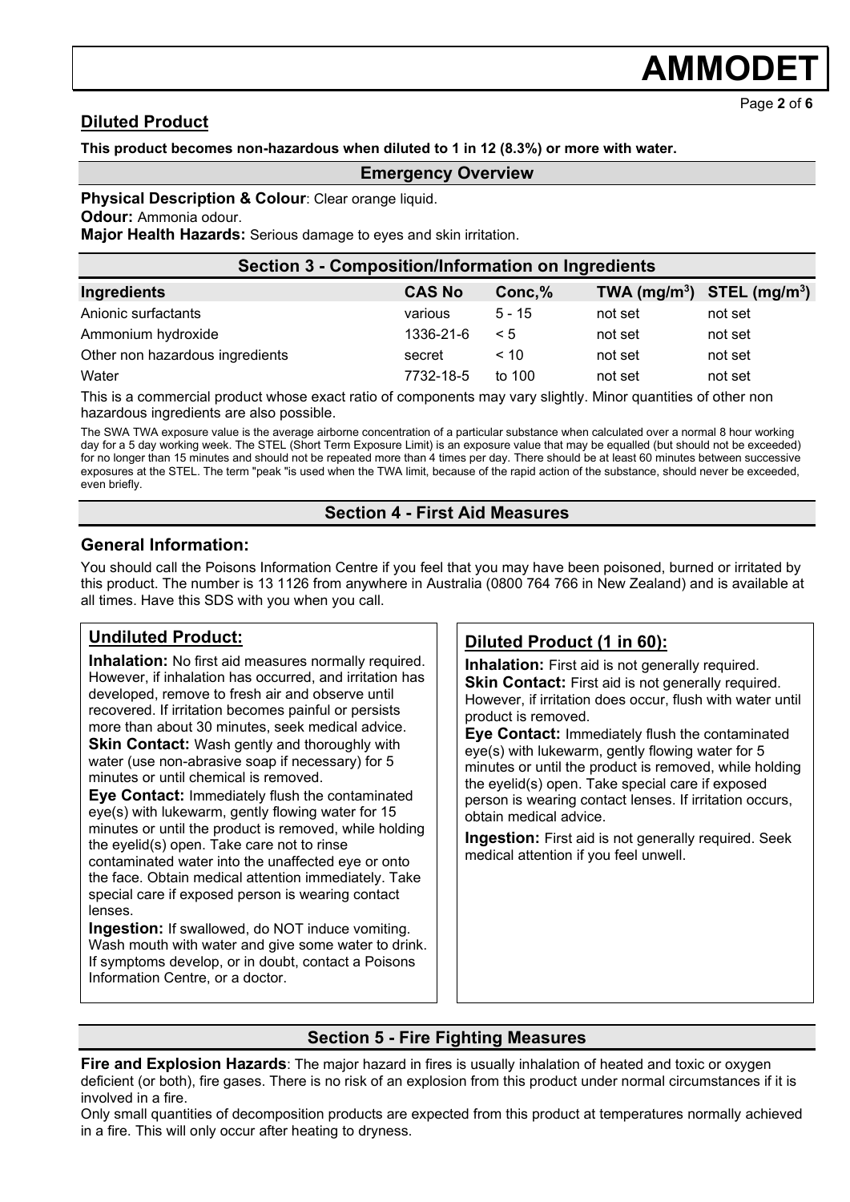## Diluted Product

**This product becomes non-hazardous when diluted to 1 in 12 (8.3%) or more with water.**

## Emergency Overview

**Physical Description & Colour**: Clear orange liquid.

**Odour:** Ammonia odour.

**Major Health Hazards:** Serious damage to eyes and skin irritation.

## Section 3 - Composition/Information on Ingredients

| Ingredients | CAS No | Conc,% | TWA ($mg/m^3$) | STEL ($mg/m^3$) |
|---|---|---|---|---|
| Anionic surfactants | various | 5 - 15 | not set | not set |
| Ammonium hydroxide | 1336-21-6 | < 5 | not set | not set |
| Other non hazardous ingredients | secret | < 10 | not set | not set |
| Water | 7732-18-5 | to 100 | not set | not set |

This is a commercial product whose exact ratio of components may vary slightly. Minor quantities of other non hazardous ingredients are also possible.

The SWA TWA exposure value is the average airborne concentration of a particular substance when calculated over a normal 8 hour working day for a 5 day working week. The STEL (Short Term Exposure Limit) is an exposure value that may be equalled (but should not be exceeded) for no longer than 15 minutes and should not be repeated more than 4 times per day. There should be at least 60 minutes between successive exposures at the STEL. The term "peak "is used when the TWA limit, because of the rapid action of the substance, should never be exceeded, even briefly.

## Section 4 - First Aid Measures

### General Information:

You should call the Poisons Information Centre if you feel that you may have been poisoned, burned or irritated by this product. The number is 13 1126 from anywhere in Australia (0800 764 766 in New Zealand) and is available at all times. Have this SDS with you when you call.

### Undiluted Product:

**Inhalation:** No first aid measures normally required. However, if inhalation has occurred, and irritation has developed, remove to fresh air and observe until recovered. If irritation becomes painful or persists more than about 30 minutes, seek medical advice.

**Skin Contact:** Wash gently and thoroughly with water (use non-abrasive soap if necessary) for 5 minutes or until chemical is removed.

**Eye Contact:** Immediately flush the contaminated eye(s) with lukewarm, gently flowing water for 15 minutes or until the product is removed, while holding the eyelid(s) open. Take care not to rinse contaminated water into the unaffected eye or onto the face. Obtain medical attention immediately. Take special care if exposed person is wearing contact lenses.

**Ingestion:** If swallowed, do NOT induce vomiting. Wash mouth with water and give some water to drink. If symptoms develop, or in doubt, contact a Poisons Information Centre, or a doctor.

### Diluted Product (1 in 60):

**Inhalation:** First aid is not generally required.

**Skin Contact:** First aid is not generally required. However, if irritation does occur, flush with water until product is removed.

**Eye Contact:** Immediately flush the contaminated eye(s) with lukewarm, gently flowing water for 5 minutes or until the product is removed, while holding the eyelid(s) open. Take special care if exposed person is wearing contact lenses. If irritation occurs, obtain medical advice.

**Ingestion:** First aid is not generally required. Seek medical attention if you feel unwell.

## Section 5 - Fire Fighting Measures

**Fire and Explosion Hazards**: The major hazard in fires is usually inhalation of heated and toxic or oxygen deficient (or both), fire gases. There is no risk of an explosion from this product under normal circumstances if it is involved in a fire.

Only small quantities of decomposition products are expected from this product at temperatures normally achieved in a fire. This will only occur after heating to dryness.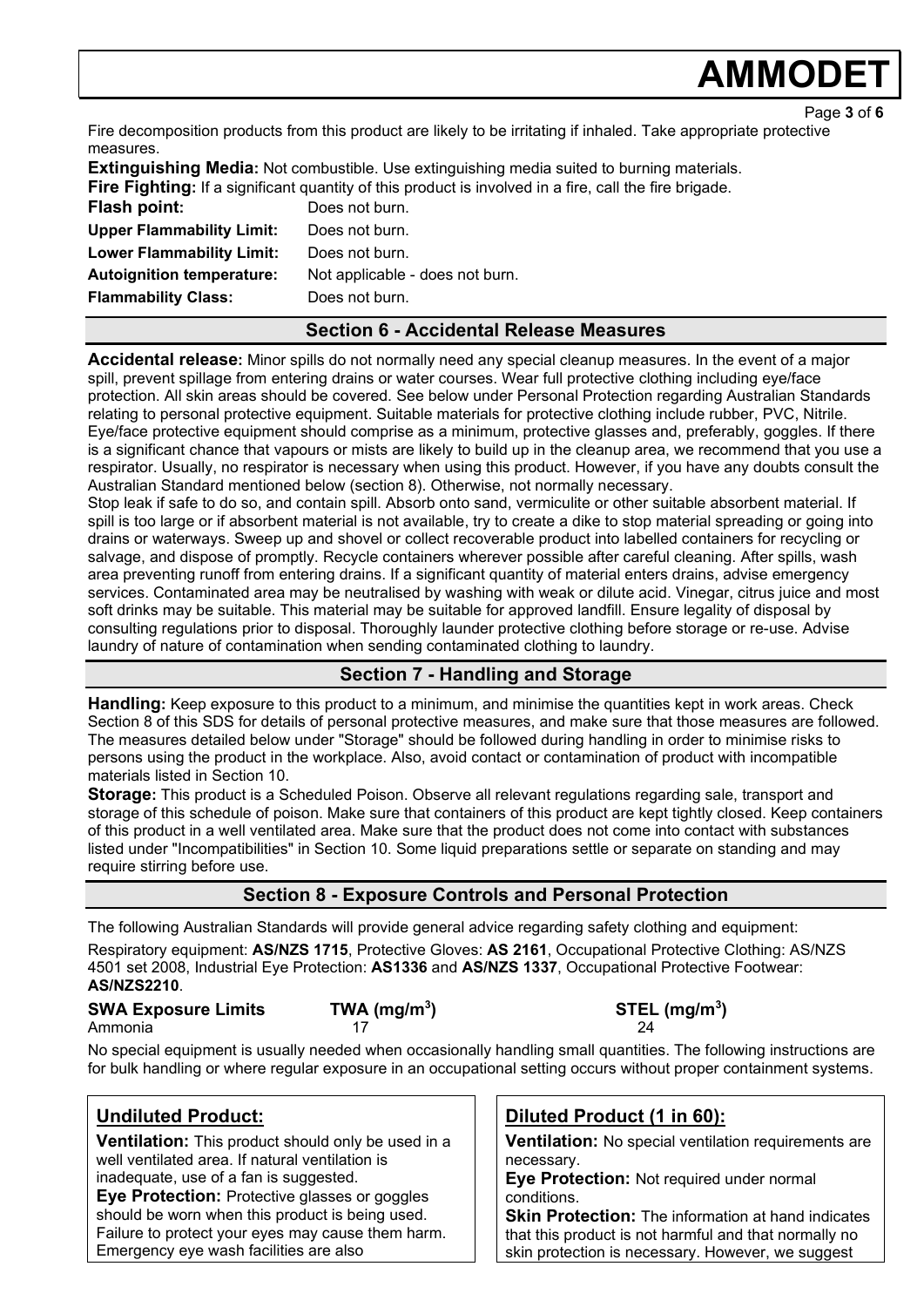Fire decomposition products from this product are likely to be irritating if inhaled. Take appropriate protective measures.

**Extinguishing Media:** Not combustible. Use extinguishing media suited to burning materials.

**Fire Fighting:** If a significant quantity of this product is involved in a fire, call the fire brigade.

| | |
|---|---|
| **Flash point:** | Does not burn. |
| **Upper Flammability Limit:** | Does not burn. |
| **Lower Flammability Limit:** | Does not burn. |
| **Autoignition temperature:** | Not applicable - does not burn. |
| **Flammability Class:** | Does not burn. |

## Section 6 - Accidental Release Measures

**Accidental release:** Minor spills do not normally need any special cleanup measures. In the event of a major spill, prevent spillage from entering drains or water courses. Wear full protective clothing including eye/face protection. All skin areas should be covered. See below under Personal Protection regarding Australian Standards relating to personal protective equipment. Suitable materials for protective clothing include rubber, PVC, Nitrile. Eye/face protective equipment should comprise as a minimum, protective glasses and, preferably, goggles. If there is a significant chance that vapours or mists are likely to build up in the cleanup area, we recommend that you use a respirator. Usually, no respirator is necessary when using this product. However, if you have any doubts consult the Australian Standard mentioned below (section 8). Otherwise, not normally necessary.

Stop leak if safe to do so, and contain spill. Absorb onto sand, vermiculite or other suitable absorbent material. If spill is too large or if absorbent material is not available, try to create a dike to stop material spreading or going into drains or waterways. Sweep up and shovel or collect recoverable product into labelled containers for recycling or salvage, and dispose of promptly. Recycle containers wherever possible after careful cleaning. After spills, wash area preventing runoff from entering drains. If a significant quantity of material enters drains, advise emergency services. Contaminated area may be neutralised by washing with weak or dilute acid. Vinegar, citrus juice and most soft drinks may be suitable. This material may be suitable for approved landfill. Ensure legality of disposal by consulting regulations prior to disposal. Thoroughly launder protective clothing before storage or re-use. Advise laundry of nature of contamination when sending contaminated clothing to laundry.

## Section 7 - Handling and Storage

**Handling:** Keep exposure to this product to a minimum, and minimise the quantities kept in work areas. Check Section 8 of this SDS for details of personal protective measures, and make sure that those measures are followed. The measures detailed below under "Storage" should be followed during handling in order to minimise risks to persons using the product in the workplace. Also, avoid contact or contamination of product with incompatible materials listed in Section 10.

**Storage:** This product is a Scheduled Poison. Observe all relevant regulations regarding sale, transport and storage of this schedule of poison. Make sure that containers of this product are kept tightly closed. Keep containers of this product in a well ventilated area. Make sure that the product does not come into contact with substances listed under "Incompatibilities" in Section 10. Some liquid preparations settle or separate on standing and may require stirring before use.

## Section 8 - Exposure Controls and Personal Protection

The following Australian Standards will provide general advice regarding safety clothing and equipment:

Respiratory equipment: **AS/NZS 1715**, Protective Gloves: **AS 2161**, Occupational Protective Clothing: AS/NZS 4501 set 2008, Industrial Eye Protection: **AS1336** and **AS/NZS 1337**, Occupational Protective Footwear: **AS/NZS2210**.

| **SWA Exposure Limits** | **TWA (mg/m$^3$)** | **STEL (mg/m$^3$)** |
|---|---|---|
| Ammonia | 17 | 24 |

No special equipment is usually needed when occasionally handling small quantities. The following instructions are for bulk handling or where regular exposure in an occupational setting occurs without proper containment systems.

### Undiluted Product:

**Ventilation:** This product should only be used in a well ventilated area. If natural ventilation is inadequate, use of a fan is suggested.

**Eye Protection:** Protective glasses or goggles should be worn when this product is being used. Failure to protect your eyes may cause them harm. Emergency eye wash facilities are also

### Diluted Product (1 in 60):

**Ventilation:** No special ventilation requirements are necessary.

**Eye Protection:** Not required under normal conditions.

**Skin Protection:** The information at hand indicates that this product is not harmful and that normally no skin protection is necessary. However, we suggest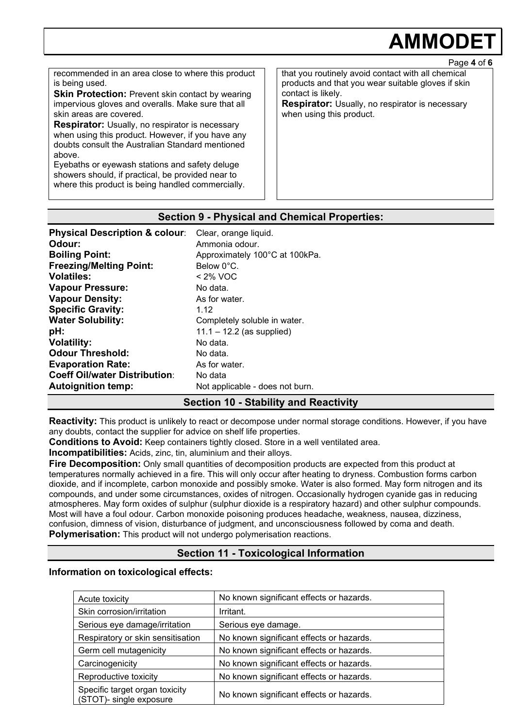recommended in an area close to where this product is being used.

**Skin Protection:** Prevent skin contact by wearing impervious gloves and overalls. Make sure that all skin areas are covered.

**Respirator:** Usually, no respirator is necessary when using this product. However, if you have any doubts consult the Australian Standard mentioned above.

Eyebaths or eyewash stations and safety deluge showers should, if practical, be provided near to where this product is being handled commercially.

that you routinely avoid contact with all chemical products and that you wear suitable gloves if skin contact is likely.

**Respirator:** Usually, no respirator is necessary when using this product.

## Section 9 - Physical and Chemical Properties:

| | |
|---|---|
| **Physical Description & colour**: | Clear, orange liquid. |
| **Odour:** | Ammonia odour. |
| **Boiling Point:** | Approximately 100°C at 100kPa. |
| **Freezing/Melting Point:** | Below 0°C. |
| **Volatiles:** | < 2% VOC |
| **Vapour Pressure:** | No data. |
| **Vapour Density:** | As for water. |
| **Specific Gravity:** | 1.12 |
| **Water Solubility:** | Completely soluble in water. |
| **pH:** | 11.1 – 12.2 (as supplied) |
| **Volatility:** | No data. |
| **Odour Threshold:** | No data. |
| **Evaporation Rate:** | As for water. |
| **Coeff Oil/water Distribution**: | No data |
| **Autoignition temp:** | Not applicable - does not burn. |

## Section 10 - Stability and Reactivity

**Reactivity:** This product is unlikely to react or decompose under normal storage conditions. However, if you have any doubts, contact the supplier for advice on shelf life properties.

**Conditions to Avoid:** Keep containers tightly closed. Store in a well ventilated area.

**Incompatibilities:** Acids, zinc, tin, aluminium and their alloys.

**Fire Decomposition:** Only small quantities of decomposition products are expected from this product at temperatures normally achieved in a fire. This will only occur after heating to dryness. Combustion forms carbon dioxide, and if incomplete, carbon monoxide and possibly smoke. Water is also formed. May form nitrogen and its compounds, and under some circumstances, oxides of nitrogen. Occasionally hydrogen cyanide gas in reducing atmospheres. May form oxides of sulphur (sulphur dioxide is a respiratory hazard) and other sulphur compounds. Most will have a foul odour. Carbon monoxide poisoning produces headache, weakness, nausea, dizziness, confusion, dimness of vision, disturbance of judgment, and unconsciousness followed by coma and death.

**Polymerisation:** This product will not undergo polymerisation reactions.

## Section 11 - Toxicological Information

**Information on toxicological effects:**

| | |
|---|---|
| Acute toxicity | No known significant effects or hazards. |
| Skin corrosion/irritation | Irritant. |
| Serious eye damage/irritation | Serious eye damage. |
| Respiratory or skin sensitisation | No known significant effects or hazards. |
| Germ cell mutagenicity | No known significant effects or hazards. |
| Carcinogenicity | No known significant effects or hazards. |
| Reproductive toxicity | No known significant effects or hazards. |
| Specific target organ toxicity (STOT)- single exposure | No known significant effects or hazards. |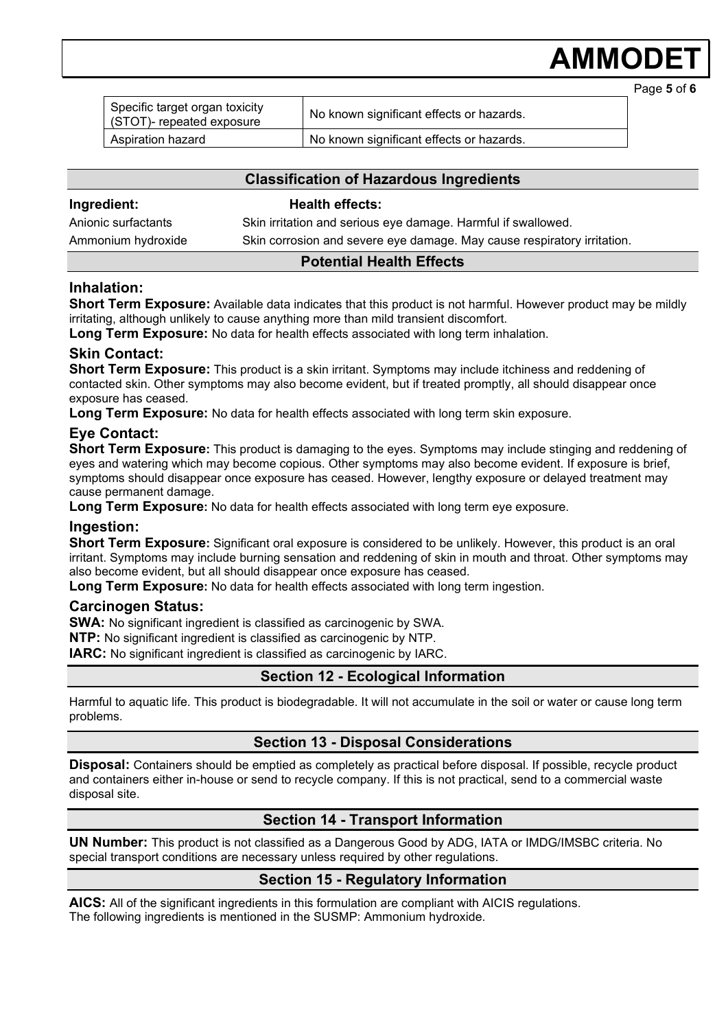| Specific target organ toxicity (STOT)- repeated exposure | No known significant effects or hazards. |
|---|---|
| Aspiration hazard | No known significant effects or hazards. |

## Classification of Hazardous Ingredients

| Ingredient: | Health effects: |
|---|---|
| Anionic surfactants | Skin irritation and serious eye damage. Harmful if swallowed. |
| Ammonium hydroxide | Skin corrosion and severe eye damage. May cause respiratory irritation. |

## Potential Health Effects

### Inhalation:

**Short Term Exposure:** Available data indicates that this product is not harmful. However product may be mildly irritating, although unlikely to cause anything more than mild transient discomfort.

**Long Term Exposure:** No data for health effects associated with long term inhalation.

### Skin Contact:

**Short Term Exposure:** This product is a skin irritant. Symptoms may include itchiness and reddening of contacted skin. Other symptoms may also become evident, but if treated promptly, all should disappear once exposure has ceased.

**Long Term Exposure:** No data for health effects associated with long term skin exposure.

### Eye Contact:

**Short Term Exposure:** This product is damaging to the eyes. Symptoms may include stinging and reddening of eyes and watering which may become copious. Other symptoms may also become evident. If exposure is brief, symptoms should disappear once exposure has ceased. However, lengthy exposure or delayed treatment may cause permanent damage.

**Long Term Exposure:** No data for health effects associated with long term eye exposure.

### Ingestion:

**Short Term Exposure:** Significant oral exposure is considered to be unlikely. However, this product is an oral irritant. Symptoms may include burning sensation and reddening of skin in mouth and throat. Other symptoms may also become evident, but all should disappear once exposure has ceased.

**Long Term Exposure:** No data for health effects associated with long term ingestion.

### Carcinogen Status:

**SWA:** No significant ingredient is classified as carcinogenic by SWA.

**NTP:** No significant ingredient is classified as carcinogenic by NTP.

**IARC:** No significant ingredient is classified as carcinogenic by IARC.

## Section 12 - Ecological Information

Harmful to aquatic life. This product is biodegradable. It will not accumulate in the soil or water or cause long term problems.

## Section 13 - Disposal Considerations

**Disposal:** Containers should be emptied as completely as practical before disposal. If possible, recycle product and containers either in-house or send to recycle company. If this is not practical, send to a commercial waste disposal site.

## Section 14 - Transport Information

**UN Number:** This product is not classified as a Dangerous Good by ADG, IATA or IMDG/IMSBC criteria. No special transport conditions are necessary unless required by other regulations.

## Section 15 - Regulatory Information

**AICS:** All of the significant ingredients in this formulation are compliant with AICIS regulations.
The following ingredients is mentioned in the SUSMP: Ammonium hydroxide.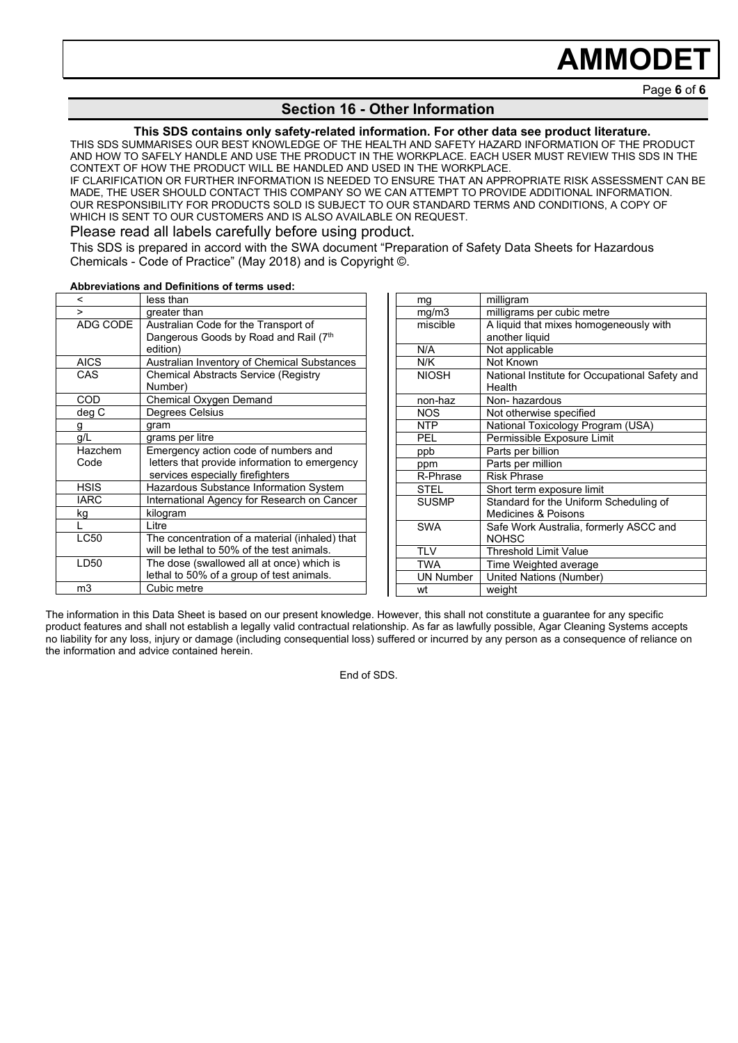## Section 16 - Other Information

**This SDS contains only safety-related information. For other data see product literature.**

THIS SDS SUMMARISES OUR BEST KNOWLEDGE OF THE HEALTH AND SAFETY HAZARD INFORMATION OF THE PRODUCT AND HOW TO SAFELY HANDLE AND USE THE PRODUCT IN THE WORKPLACE. EACH USER MUST REVIEW THIS SDS IN THE CONTEXT OF HOW THE PRODUCT WILL BE HANDLED AND USED IN THE WORKPLACE.

IF CLARIFICATION OR FURTHER INFORMATION IS NEEDED TO ENSURE THAT AN APPROPRIATE RISK ASSESSMENT CAN BE MADE, THE USER SHOULD CONTACT THIS COMPANY SO WE CAN ATTEMPT TO PROVIDE ADDITIONAL INFORMATION.

OUR RESPONSIBILITY FOR PRODUCTS SOLD IS SUBJECT TO OUR STANDARD TERMS AND CONDITIONS, A COPY OF WHICH IS SENT TO OUR CUSTOMERS AND IS ALSO AVAILABLE ON REQUEST.

Please read all labels carefully before using product.

This SDS is prepared in accord with the SWA document "Preparation of Safety Data Sheets for Hazardous Chemicals - Code of Practice" (May 2018) and is Copyright ©.

**Abbreviations and Definitions of terms used:**

| | |
|---|---|
| < | less than |
| > | greater than |
| ADG CODE | Australian Code for the Transport of Dangerous Goods by Road and Rail (7th edition) |
| AICS | Australian Inventory of Chemical Substances |
| CAS | Chemical Abstracts Service (Registry Number) |
| COD | Chemical Oxygen Demand |
| deg C | Degrees Celsius |
| g | gram |
| g/L | grams per litre |
| Hazchem Code | Emergency action code of numbers and letters that provide information to emergency services especially firefighters |
| HSIS | Hazardous Substance Information System |
| IARC | International Agency for Research on Cancer |
| kg | kilogram |
| L | Litre |
| LC50 | The concentration of a material (inhaled) that will be lethal to 50% of the test animals. |
| LD50 | The dose (swallowed all at once) which is lethal to 50% of a group of test animals. |
| m3 | Cubic metre |
| mg | milligram |
| mg/m3 | milligrams per cubic metre |
| miscible | A liquid that mixes homogeneously with another liquid |
| N/A | Not applicable |
| N/K | Not Known |
| NIOSH | National Institute for Occupational Safety and Health |
| non-haz | Non- hazardous |
| NOS | Not otherwise specified |
| NTP | National Toxicology Program (USA) |
| PEL | Permissible Exposure Limit |
| ppb | Parts per billion |
| ppm | Parts per million |
| R-Phrase | Risk Phrase |
| STEL | Short term exposure limit |
| SUSMP | Standard for the Uniform Scheduling of Medicines & Poisons |
| SWA | Safe Work Australia, formerly ASCC and NOHSC |
| TLV | Threshold Limit Value |
| TWA | Time Weighted average |
| UN Number | United Nations (Number) |
| wt | weight |

The information in this Data Sheet is based on our present knowledge. However, this shall not constitute a guarantee for any specific product features and shall not establish a legally valid contractual relationship. As far as lawfully possible, Agar Cleaning Systems accepts no liability for any loss, injury or damage (including consequential loss) suffered or incurred by any person as a consequence of reliance on the information and advice contained herein.

End of SDS.